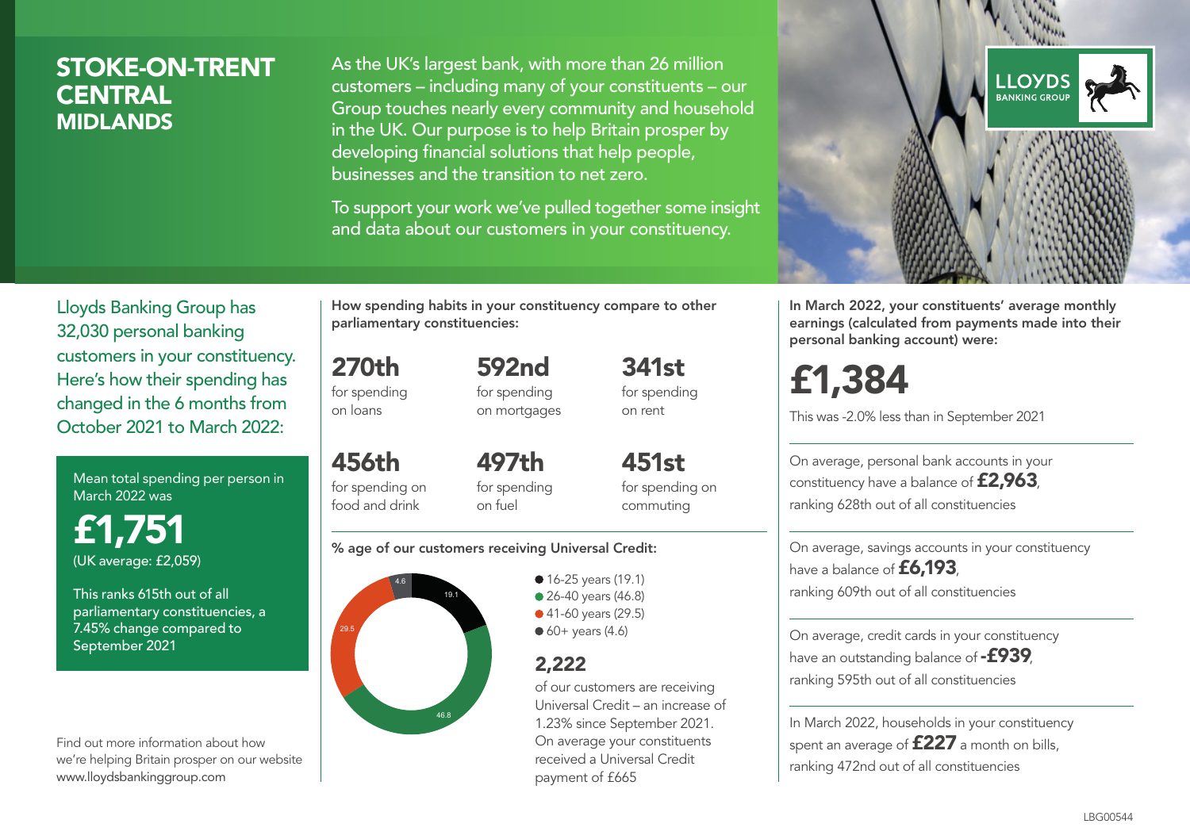# STOKE-ON-TRENT CENTRAL
## MIDLANDS

As the UK's largest bank, with more than 26 million customers – including many of your constituents – our Group touches nearly every community and household in the UK. Our purpose is to help Britain prosper by developing financial solutions that help people, businesses and the transition to net zero.

To support your work we've pulled together some insight and data about our customers in your constituency.

LLOYDS BANKING GROUP

Lloyds Banking Group has 32,030 personal banking customers in your constituency. Here's how their spending has changed in the 6 months from October 2021 to March 2022:

Mean total spending per person in March 2022 was

**£1,751**
(UK average: £2,059)

This ranks 615th out of all parliamentary constituencies, a 7.45% change compared to September 2021

Find out more information about how we're helping Britain prosper on our website www.lloydsbankinggroup.com

How spending habits in your constituency compare to other parliamentary constituencies:

**270th** for spending on loans

**592nd** for spending on mortgages

**341st** for spending on rent

**456th** for spending on food and drink

**497th** for spending on fuel

**451st** for spending on commuting

% age of our customers receiving Universal Credit:

- 16-25 years (19.1)
- 26-40 years (46.8)
- 41-60 years (29.5)
- 60+ years (4.6)

**2,222**
of our customers are receiving Universal Credit – an increase of 1.23% since September 2021. On average your constituents received a Universal Credit payment of £665

In March 2022, your constituents' average monthly earnings (calculated from payments made into their personal banking account) were:

**£1,384**
This was -2.0% less than in September 2021

On average, personal bank accounts in your constituency have a balance of **£2,963**, ranking 628th out of all constituencies

On average, savings accounts in your constituency have a balance of **£6,193**, ranking 609th out of all constituencies

On average, credit cards in your constituency have an outstanding balance of **-£939**, ranking 595th out of all constituencies

In March 2022, households in your constituency spent an average of **£227** a month on bills, ranking 472nd out of all constituencies

LBG00544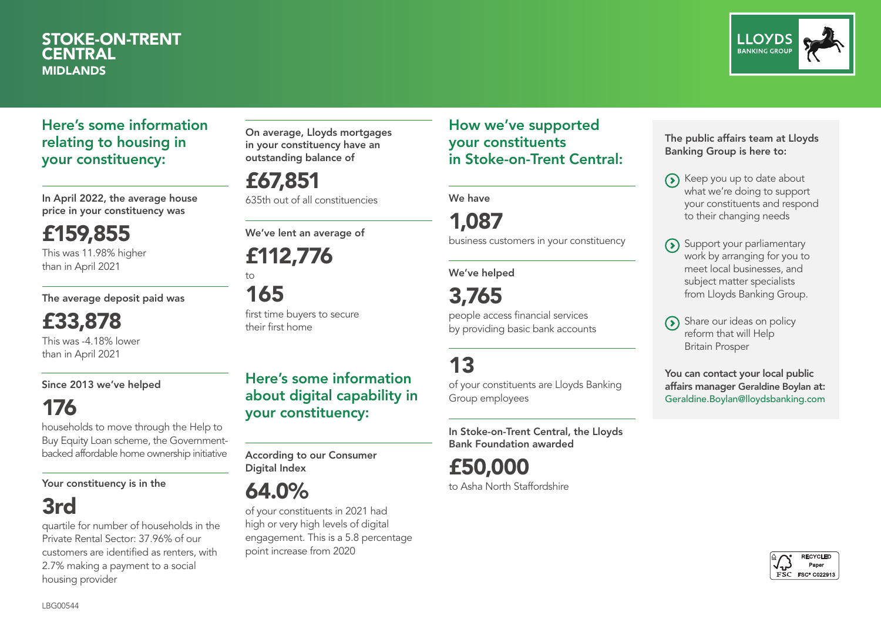# STOKE-ON-TRENT CENTRAL
## MIDLANDS

## Here's some information relating to housing in your constituency:

In April 2022, the average house price in your constituency was

**£159,855**

This was 11.98% higher than in April 2021

The average deposit paid was

**£33,878**

This was -4.18% lower than in April 2021

Since 2013 we've helped

**176**

households to move through the Help to Buy Equity Loan scheme, the Government-backed affordable home ownership initiative

Your constituency is in the

**3rd**

quartile for number of households in the Private Rental Sector: 37.96% of our customers are identified as renters, with 2.7% making a payment to a social housing provider

On average, Lloyds mortgages in your constituency have an outstanding balance of

**£67,851**

635th out of all constituencies

We've lent an average of

**£112,776**

to

**165**

first time buyers to secure their first home

## Here's some information about digital capability in your constituency:

According to our Consumer Digital Index

**64.0%**

of your constituents in 2021 had high or very high levels of digital engagement. This is a 5.8 percentage point increase from 2020

## How we've supported your constituents in Stoke-on-Trent Central:

We have

**1,087**

business customers in your constituency

We've helped

**3,765**

people access financial services by providing basic bank accounts

**13**

of your constituents are Lloyds Banking Group employees

In Stoke-on-Trent Central, the Lloyds Bank Foundation awarded

**£50,000**

to Asha North Staffordshire

**The public affairs team at Lloyds Banking Group is here to:**

- Keep you up to date about what we're doing to support your constituents and respond to their changing needs
- Support your parliamentary work by arranging for you to meet local businesses, and subject matter specialists from Lloyds Banking Group.
- Share our ideas on policy reform that will Help Britain Prosper

**You can contact your local public affairs manager Geraldine Boylan at:** Geraldine.Boylan@lloydsbanking.com

LBG00544